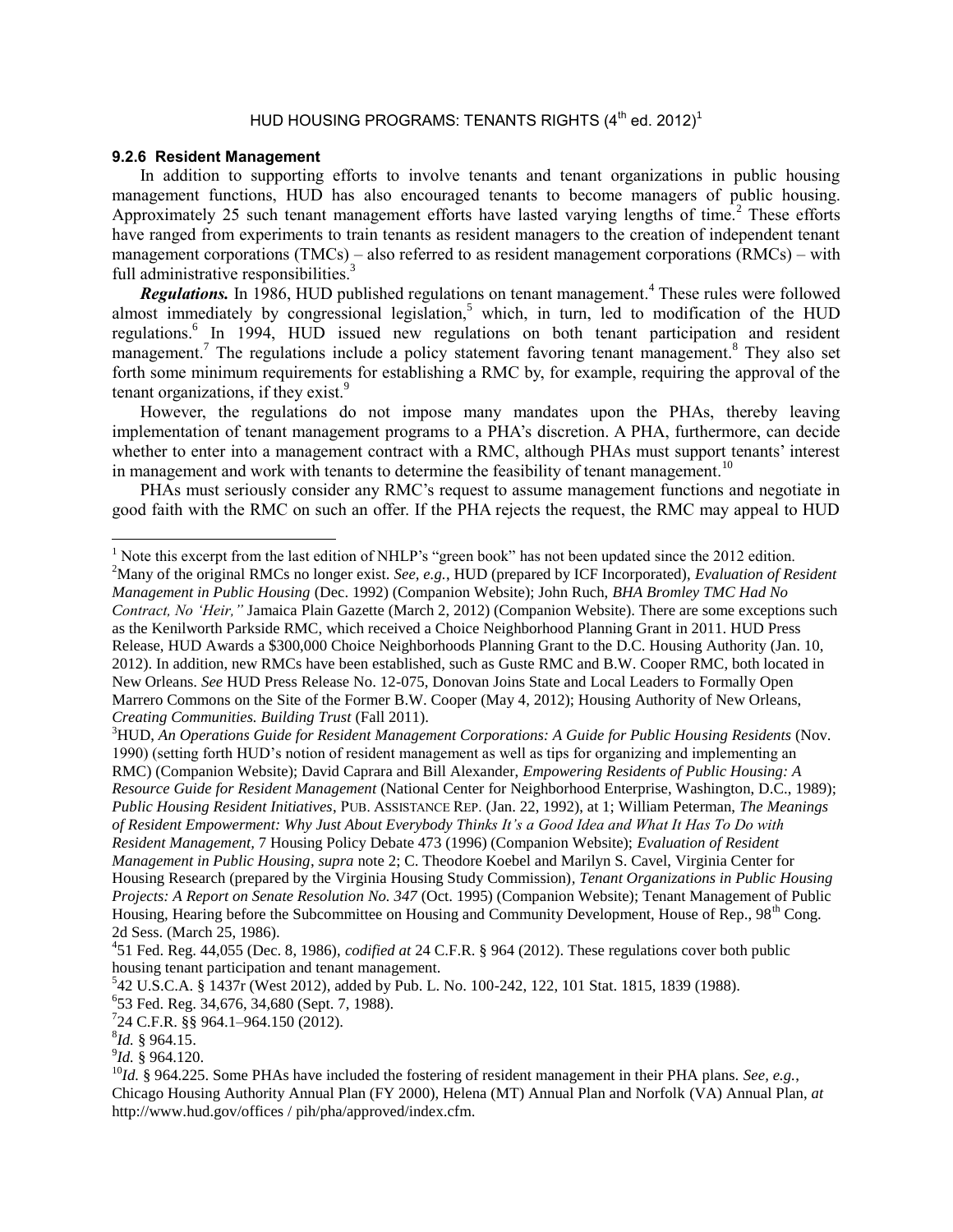HUD HOUSING PROGRAMS: TENANTS RIGHTS (4th ed. 2012)[1]

### 9.2.6 Resident Management

In addition to supporting efforts to involve tenants and tenant organizations in public housing management functions, HUD has also encouraged tenants to become managers of public housing. Approximately 25 such tenant management efforts have lasted varying lengths of time.[2] These efforts have ranged from experiments to train tenants as resident managers to the creation of independent tenant management corporations (TMCs) – also referred to as resident management corporations (RMCs) – with full administrative responsibilities.[3]

***Regulations.*** In 1986, HUD published regulations on tenant management.[4] These rules were followed almost immediately by congressional legislation,[5] which, in turn, led to modification of the HUD regulations.[6] In 1994, HUD issued new regulations on both tenant participation and resident management.[7] The regulations include a policy statement favoring tenant management.[8] They also set forth some minimum requirements for establishing a RMC by, for example, requiring the approval of the tenant organizations, if they exist.[9]

However, the regulations do not impose many mandates upon the PHAs, thereby leaving implementation of tenant management programs to a PHA's discretion. A PHA, furthermore, can decide whether to enter into a management contract with a RMC, although PHAs must support tenants' interest in management and work with tenants to determine the feasibility of tenant management.[10]

PHAs must seriously consider any RMC's request to assume management functions and negotiate in good faith with the RMC on such an offer. If the PHA rejects the request, the RMC may appeal to HUD

---

[1] Note this excerpt from the last edition of NHLP's "green book" has not been updated since the 2012 edition.

[2] Many of the original RMCs no longer exist. *See, e.g.*, HUD (prepared by ICF Incorporated), *Evaluation of Resident Management in Public Housing* (Dec. 1992) (Companion Website); John Ruch, *BHA Bromley TMC Had No Contract, No 'Heir,"* Jamaica Plain Gazette (March 2, 2012) (Companion Website). There are some exceptions such as the Kenilworth Parkside RMC, which received a Choice Neighborhood Planning Grant in 2011. HUD Press Release, HUD Awards a $300,000 Choice Neighborhoods Planning Grant to the D.C. Housing Authority (Jan. 10, 2012). In addition, new RMCs have been established, such as Guste RMC and B.W. Cooper RMC, both located in New Orleans. *See* HUD Press Release No. 12-075, Donovan Joins State and Local Leaders to Formally Open Marrero Commons on the Site of the Former B.W. Cooper (May 4, 2012); Housing Authority of New Orleans, *Creating Communities. Building Trust* (Fall 2011).

[3] HUD, *An Operations Guide for Resident Management Corporations: A Guide for Public Housing Residents* (Nov. 1990) (setting forth HUD's notion of resident management as well as tips for organizing and implementing an RMC) (Companion Website); David Caprara and Bill Alexander, *Empowering Residents of Public Housing: A Resource Guide for Resident Management* (National Center for Neighborhood Enterprise, Washington, D.C., 1989); *Public Housing Resident Initiatives*, PUB. ASSISTANCE REP. (Jan. 22, 1992), at 1; William Peterman, *The Meanings of Resident Empowerment: Why Just About Everybody Thinks It's a Good Idea and What It Has To Do with Resident Management*, 7 Housing Policy Debate 473 (1996) (Companion Website); *Evaluation of Resident Management in Public Housing*, *supra* note 2; C. Theodore Koebel and Marilyn S. Cavel, Virginia Center for Housing Research (prepared by the Virginia Housing Study Commission), *Tenant Organizations in Public Housing Projects: A Report on Senate Resolution No. 347* (Oct. 1995) (Companion Website); Tenant Management of Public Housing, Hearing before the Subcommittee on Housing and Community Development, House of Rep., 98th Cong. 2d Sess. (March 25, 1986).

[4] 51 Fed. Reg. 44,055 (Dec. 8, 1986), *codified at* 24 C.F.R. § 964 (2012). These regulations cover both public housing tenant participation and tenant management.

[5] 42 U.S.C.A. § 1437r (West 2012), added by Pub. L. No. 100-242, 122, 101 Stat. 1815, 1839 (1988).

[6] 53 Fed. Reg. 34,676, 34,680 (Sept. 7, 1988).

[7] 24 C.F.R. §§ 964.1–964.150 (2012).

[8] *Id.* § 964.15.

[9] *Id.* § 964.120.

[10] *Id.* § 964.225. Some PHAs have included the fostering of resident management in their PHA plans. *See, e.g.*, Chicago Housing Authority Annual Plan (FY 2000), Helena (MT) Annual Plan and Norfolk (VA) Annual Plan, *at* http://www.hud.gov/offices / pih/pha/approved/index.cfm.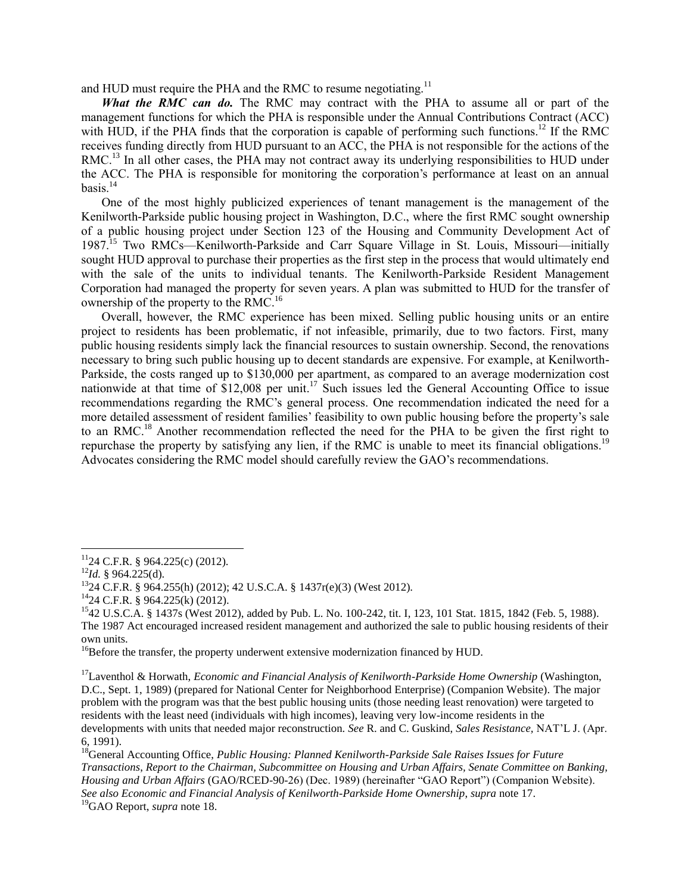and HUD must require the PHA and the RMC to resume negotiating.[11]

***What the RMC can do.*** The RMC may contract with the PHA to assume all or part of the management functions for which the PHA is responsible under the Annual Contributions Contract (ACC) with HUD, if the PHA finds that the corporation is capable of performing such functions.[12] If the RMC receives funding directly from HUD pursuant to an ACC, the PHA is not responsible for the actions of the RMC.[13] In all other cases, the PHA may not contract away its underlying responsibilities to HUD under the ACC. The PHA is responsible for monitoring the corporation's performance at least on an annual basis.[14]

One of the most highly publicized experiences of tenant management is the management of the Kenilworth-Parkside public housing project in Washington, D.C., where the first RMC sought ownership of a public housing project under Section 123 of the Housing and Community Development Act of 1987.[15] Two RMCs—Kenilworth-Parkside and Carr Square Village in St. Louis, Missouri—initially sought HUD approval to purchase their properties as the first step in the process that would ultimately end with the sale of the units to individual tenants. The Kenilworth-Parkside Resident Management Corporation had managed the property for seven years. A plan was submitted to HUD for the transfer of ownership of the property to the RMC.[16]

Overall, however, the RMC experience has been mixed. Selling public housing units or an entire project to residents has been problematic, if not infeasible, primarily, due to two factors. First, many public housing residents simply lack the financial resources to sustain ownership. Second, the renovations necessary to bring such public housing up to decent standards are expensive. For example, at Kenilworth-Parkside, the costs ranged up to $130,000 per apartment, as compared to an average modernization cost nationwide at that time of $12,008 per unit.[17] Such issues led the General Accounting Office to issue recommendations regarding the RMC's general process. One recommendation indicated the need for a more detailed assessment of resident families' feasibility to own public housing before the property's sale to an RMC.[18] Another recommendation reflected the need for the PHA to be given the first right to repurchase the property by satisfying any lien, if the RMC is unable to meet its financial obligations.[19] Advocates considering the RMC model should carefully review the GAO's recommendations.

---

[11]24 C.F.R. § 964.225(c) (2012).

[12]*Id.* § 964.225(d).

[13]24 C.F.R. § 964.255(h) (2012); 42 U.S.C.A. § 1437r(e)(3) (West 2012).

[14]24 C.F.R. § 964.225(k) (2012).

[15]42 U.S.C.A. § 1437s (West 2012), added by Pub. L. No. 100-242, tit. I, 123, 101 Stat. 1815, 1842 (Feb. 5, 1988). The 1987 Act encouraged increased resident management and authorized the sale to public housing residents of their own units.

[16]Before the transfer, the property underwent extensive modernization financed by HUD.

[17]Laventhol & Horwath, *Economic and Financial Analysis of Kenilworth-Parkside Home Ownership* (Washington, D.C., Sept. 1, 1989) (prepared for National Center for Neighborhood Enterprise) (Companion Website). The major problem with the program was that the best public housing units (those needing least renovation) were targeted to residents with the least need (individuals with high incomes), leaving very low-income residents in the developments with units that needed major reconstruction. *See* R. and C. Guskind, *Sales Resistance,* NAT'L J. (Apr. 6, 1991).

[18]General Accounting Office, *Public Housing: Planned Kenilworth-Parkside Sale Raises Issues for Future Transactions, Report to the Chairman, Subcommittee on Housing and Urban Affairs, Senate Committee on Banking, Housing and Urban Affairs* (GAO/RCED-90-26) (Dec. 1989) (hereinafter "GAO Report") (Companion Website). *See also Economic and Financial Analysis of Kenilworth-Parkside Home Ownership*, *supra* note 17.

[19]GAO Report, *supra* note 18.